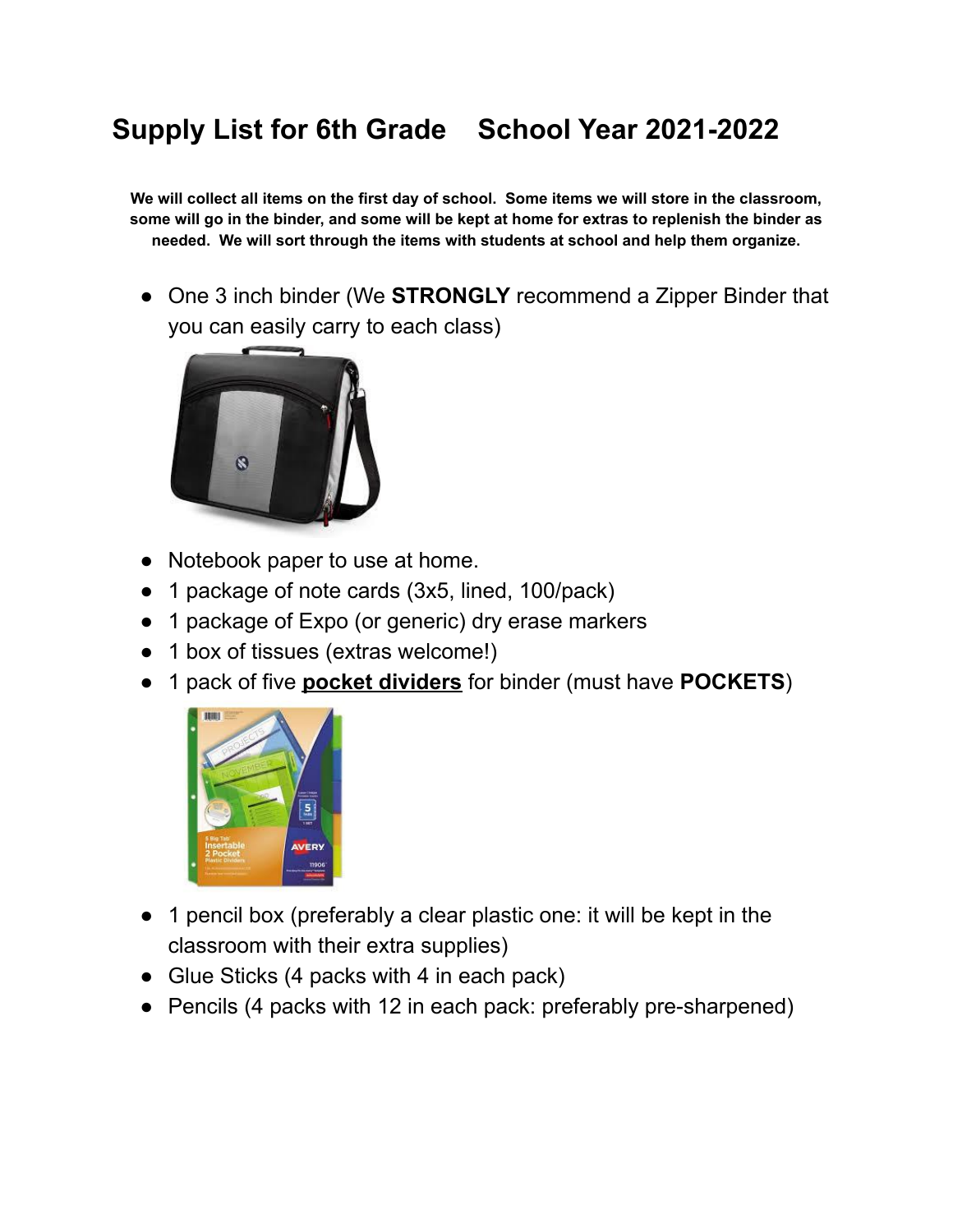# Supply List for 6th Grade    School Year 2021-2022

**We will collect all items on the first day of school. Some items we will store in the classroom, some will go in the binder, and some will be kept at home for extras to replenish the binder as needed. We will sort through the items with students at school and help them organize.**

- One 3 inch binder (We **STRONGLY** recommend a Zipper Binder that you can easily carry to each class)
- Notebook paper to use at home.
- 1 package of note cards (3x5, lined, 100/pack)
- 1 package of Expo (or generic) dry erase markers
- 1 box of tissues (extras welcome!)
- 1 pack of five **pocket dividers** for binder (must have **POCKETS**)
- 1 pencil box (preferably a clear plastic one: it will be kept in the classroom with their extra supplies)
- Glue Sticks (4 packs with 4 in each pack)
- Pencils (4 packs with 12 in each pack: preferably pre-sharpened)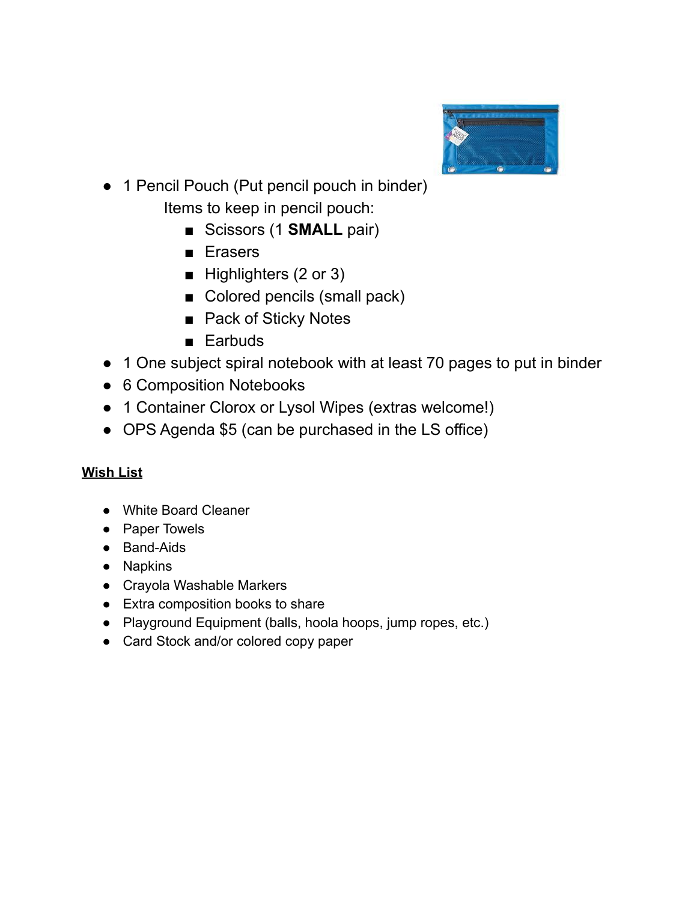- 1 Pencil Pouch (Put pencil pouch in binder)

  Items to keep in pencil pouch:
  - Scissors (1 **SMALL** pair)
  - Erasers
  - Highlighters (2 or 3)
  - Colored pencils (small pack)
  - Pack of Sticky Notes
  - Earbuds
- 1 One subject spiral notebook with at least 70 pages to put in binder
- 6 Composition Notebooks
- 1 Container Clorox or Lysol Wipes (extras welcome!)
- OPS Agenda $5 (can be purchased in the LS office)

**<u>Wish List</u>**

- White Board Cleaner
- Paper Towels
- Band-Aids
- Napkins
- Crayola Washable Markers
- Extra composition books to share
- Playground Equipment (balls, hoola hoops, jump ropes, etc.)
- Card Stock and/or colored copy paper